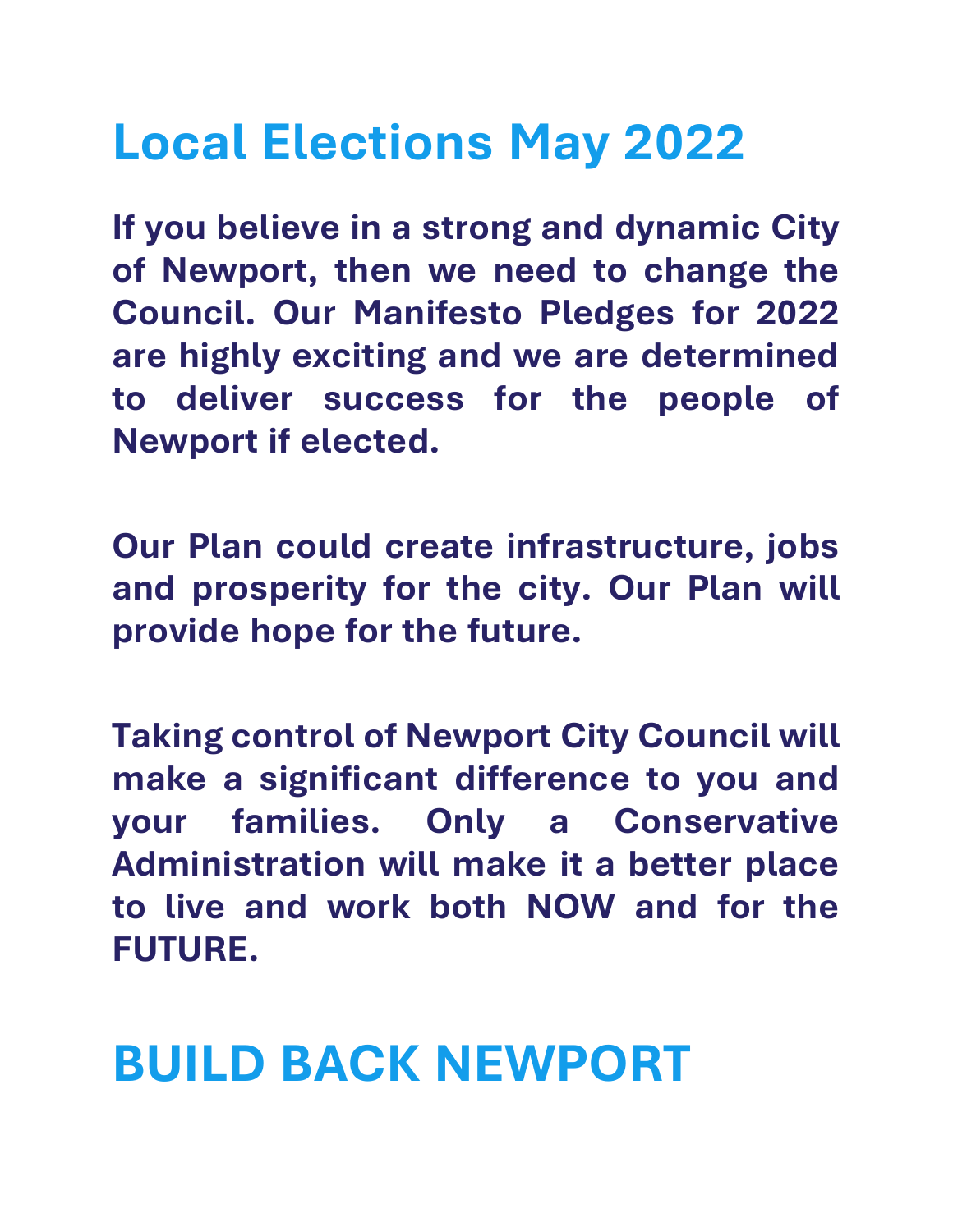# Local Elections May 2022

**If you believe in a strong and dynamic City of Newport, then we need to change the Council. Our Manifesto Pledges for 2022 are highly exciting and we are determined to deliver success for the people of Newport if elected.**

**Our Plan could create infrastructure, jobs and prosperity for the city. Our Plan will provide hope for the future.**

**Taking control of Newport City Council will make a significant difference to you and your families. Only a Conservative Administration will make it a better place to live and work both NOW and for the FUTURE.**

# BUILD BACK NEWPORT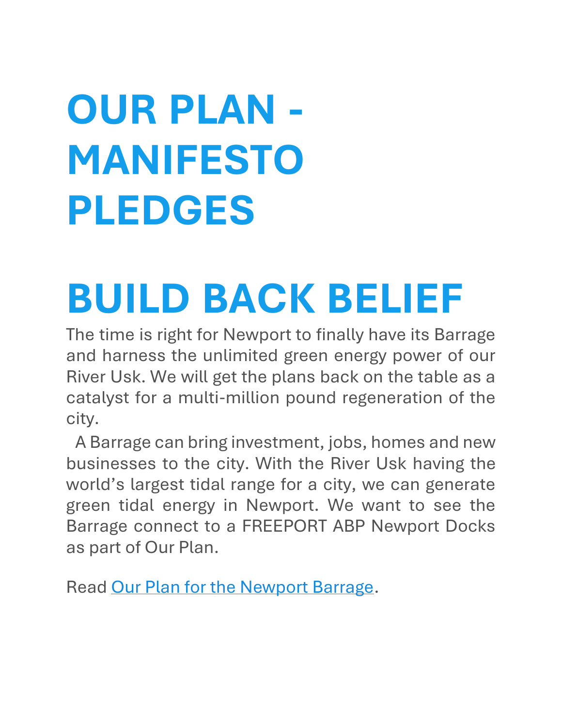# OUR PLAN - MANIFESTO PLEDGES

# BUILD BACK BELIEF

The time is right for Newport to finally have its Barrage and harness the unlimited green energy power of our River Usk. We will get the plans back on the table as a catalyst for a multi-million pound regeneration of the city.

A Barrage can bring investment, jobs, homes and new businesses to the city. With the River Usk having the world's largest tidal range for a city, we can generate green tidal energy in Newport. We want to see the Barrage connect to a FREEPORT ABP Newport Docks as part of Our Plan.

Read Our Plan for the Newport Barrage.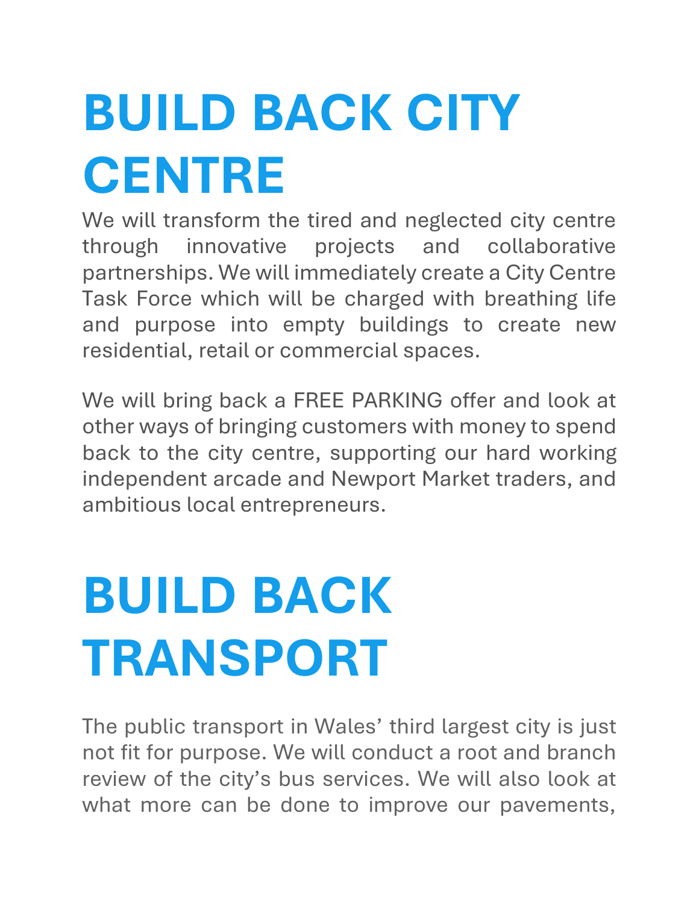# BUILD BACK CITY CENTRE

We will transform the tired and neglected city centre through innovative projects and collaborative partnerships. We will immediately create a City Centre Task Force which will be charged with breathing life and purpose into empty buildings to create new residential, retail or commercial spaces.

We will bring back a FREE PARKING offer and look at other ways of bringing customers with money to spend back to the city centre, supporting our hard working independent arcade and Newport Market traders, and ambitious local entrepreneurs.

# BUILD BACK TRANSPORT

The public transport in Wales' third largest city is just not fit for purpose. We will conduct a root and branch review of the city's bus services. We will also look at what more can be done to improve our pavements,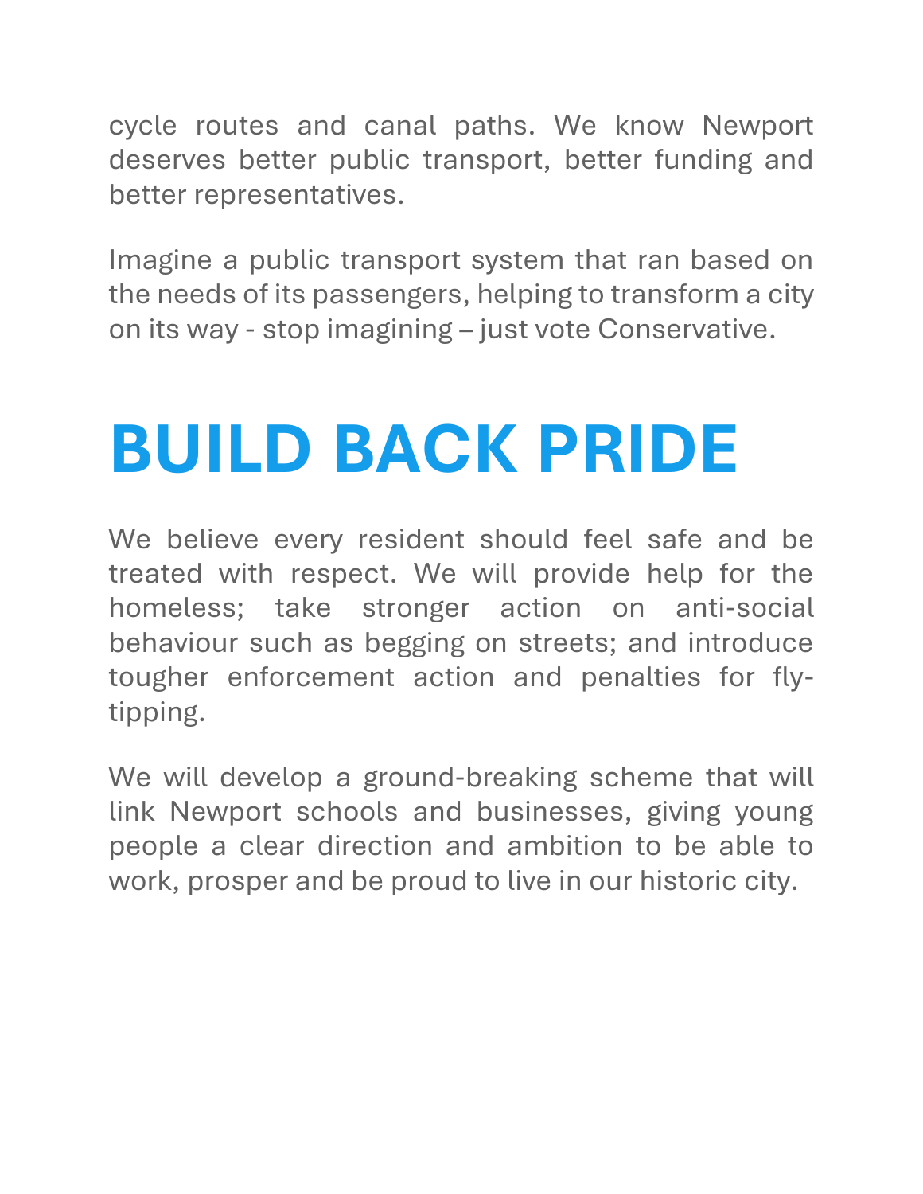cycle routes and canal paths. We know Newport deserves better public transport, better funding and better representatives.

Imagine a public transport system that ran based on the needs of its passengers, helping to transform a city on its way - stop imagining – just vote Conservative.

# BUILD BACK PRIDE

We believe every resident should feel safe and be treated with respect. We will provide help for the homeless; take stronger action on anti-social behaviour such as begging on streets; and introduce tougher enforcement action and penalties for fly-tipping.

We will develop a ground-breaking scheme that will link Newport schools and businesses, giving young people a clear direction and ambition to be able to work, prosper and be proud to live in our historic city.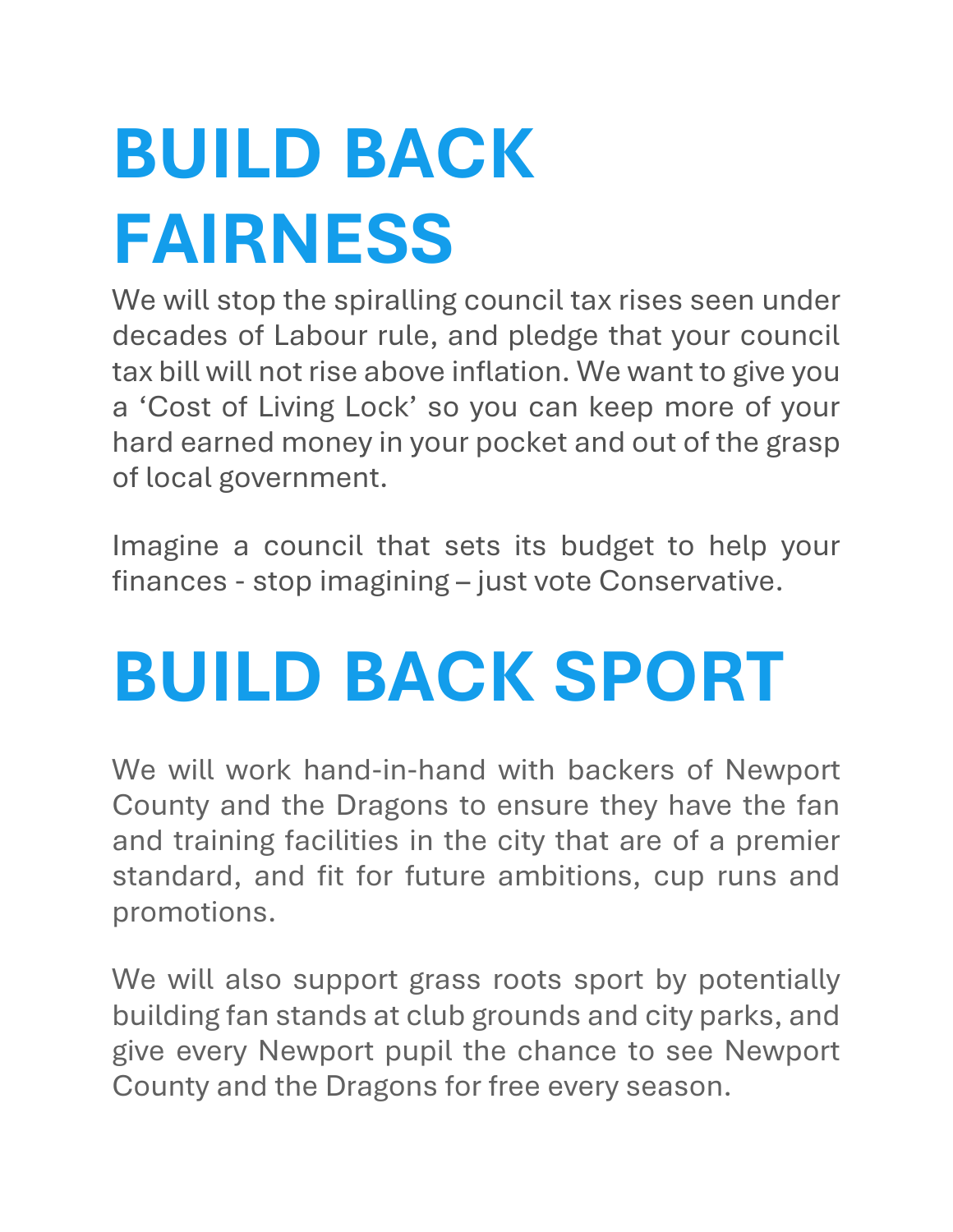# BUILD BACK FAIRNESS

We will stop the spiralling council tax rises seen under decades of Labour rule, and pledge that your council tax bill will not rise above inflation. We want to give you a 'Cost of Living Lock' so you can keep more of your hard earned money in your pocket and out of the grasp of local government.

Imagine a council that sets its budget to help your finances - stop imagining – just vote Conservative.

# BUILD BACK SPORT

We will work hand-in-hand with backers of Newport County and the Dragons to ensure they have the fan and training facilities in the city that are of a premier standard, and fit for future ambitions, cup runs and promotions.

We will also support grass roots sport by potentially building fan stands at club grounds and city parks, and give every Newport pupil the chance to see Newport County and the Dragons for free every season.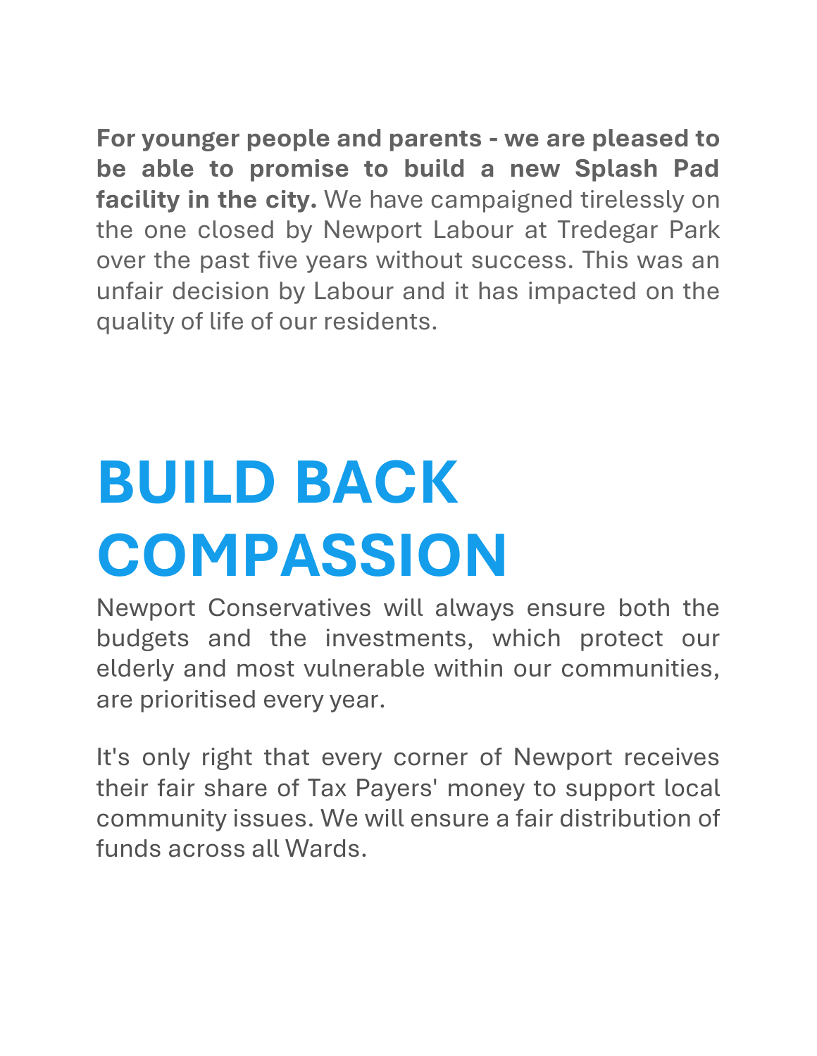**For younger people and parents - we are pleased to be able to promise to build a new Splash Pad facility in the city.** We have campaigned tirelessly on the one closed by Newport Labour at Tredegar Park over the past five years without success. This was an unfair decision by Labour and it has impacted on the quality of life of our residents.

# BUILD BACK COMPASSION

Newport Conservatives will always ensure both the budgets and the investments, which protect our elderly and most vulnerable within our communities, are prioritised every year.

It's only right that every corner of Newport receives their fair share of Tax Payers' money to support local community issues. We will ensure a fair distribution of funds across all Wards.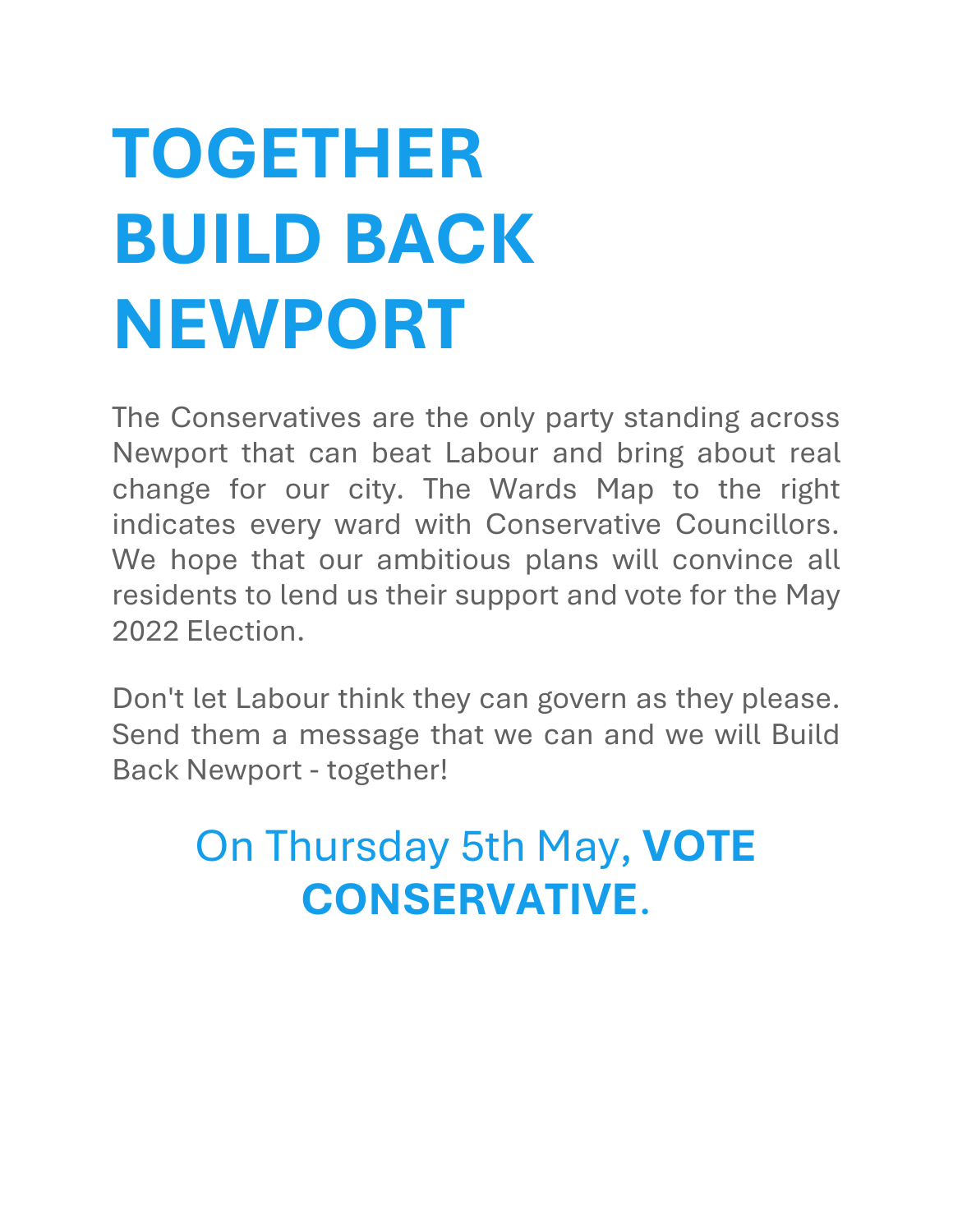# TOGETHER BUILD BACK NEWPORT

The Conservatives are the only party standing across Newport that can beat Labour and bring about real change for our city. The Wards Map to the right indicates every ward with Conservative Councillors. We hope that our ambitious plans will convince all residents to lend us their support and vote for the May 2022 Election.

Don't let Labour think they can govern as they please. Send them a message that we can and we will Build Back Newport - together!

On Thursday 5th May, **VOTE CONSERVATIVE**.